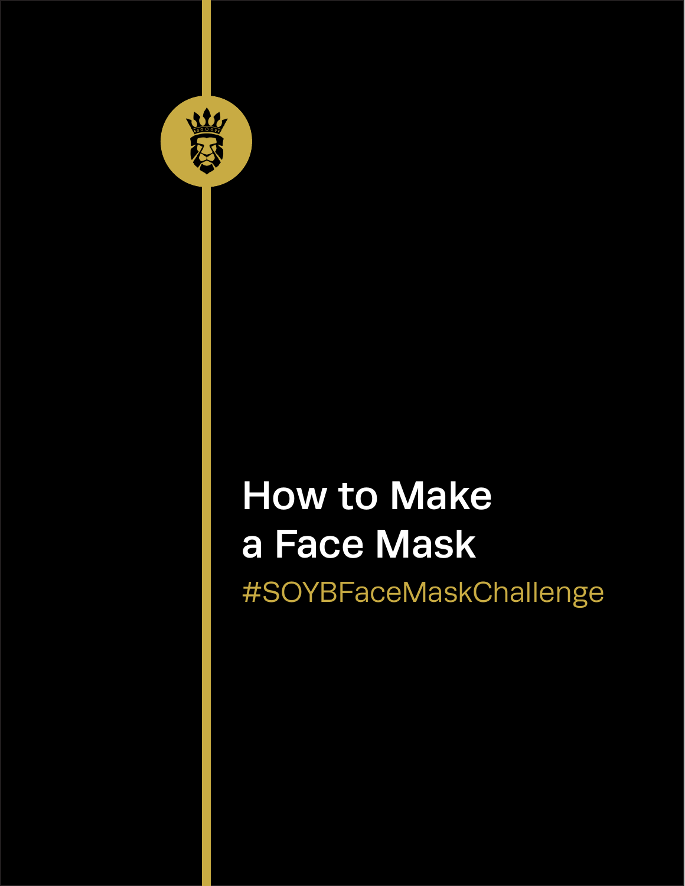# How to Make a Face Mask

#SOYBFaceMaskChallenge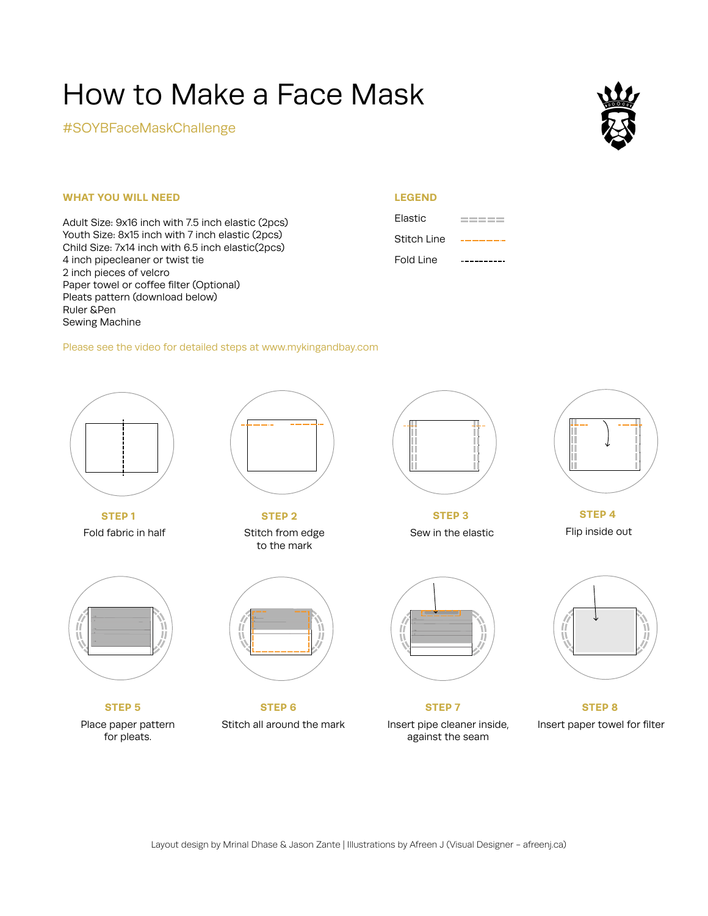# How to Make a Face Mask

#SOYBFaceMaskChallenge

## WHAT YOU WILL NEED

Adult Size: 9x16 inch with 7.5 inch elastic (2pcs)
Youth Size: 8x15 inch with 7 inch elastic (2pcs)
Child Size: 7x14 inch with 6.5 inch elastic(2pcs)
4 inch pipecleaner or twist tie
2 inch pieces of velcro
Paper towel or coffee filter (Optional)
Pleats pattern (download below)
Ruler &Pen
Sewing Machine

Please see the video for detailed steps at www.mykingandbay.com

## LEGEND

Elastic
Stitch Line
Fold Line

**STEP 1**
Fold fabric in half

**STEP 2**
Stitch from edge to the mark

**STEP 3**
Sew in the elastic

**STEP 4**
Flip inside out

**STEP 5**
Place paper pattern for pleats.

**STEP 6**
Stitch all around the mark

**STEP 7**
Insert pipe cleaner inside, against the seam

**STEP 8**
Insert paper towel for filter

Layout design by Mrinal Dhase & Jason Zante | Illustrations by Afreen J (Visual Designer – afreenj.ca)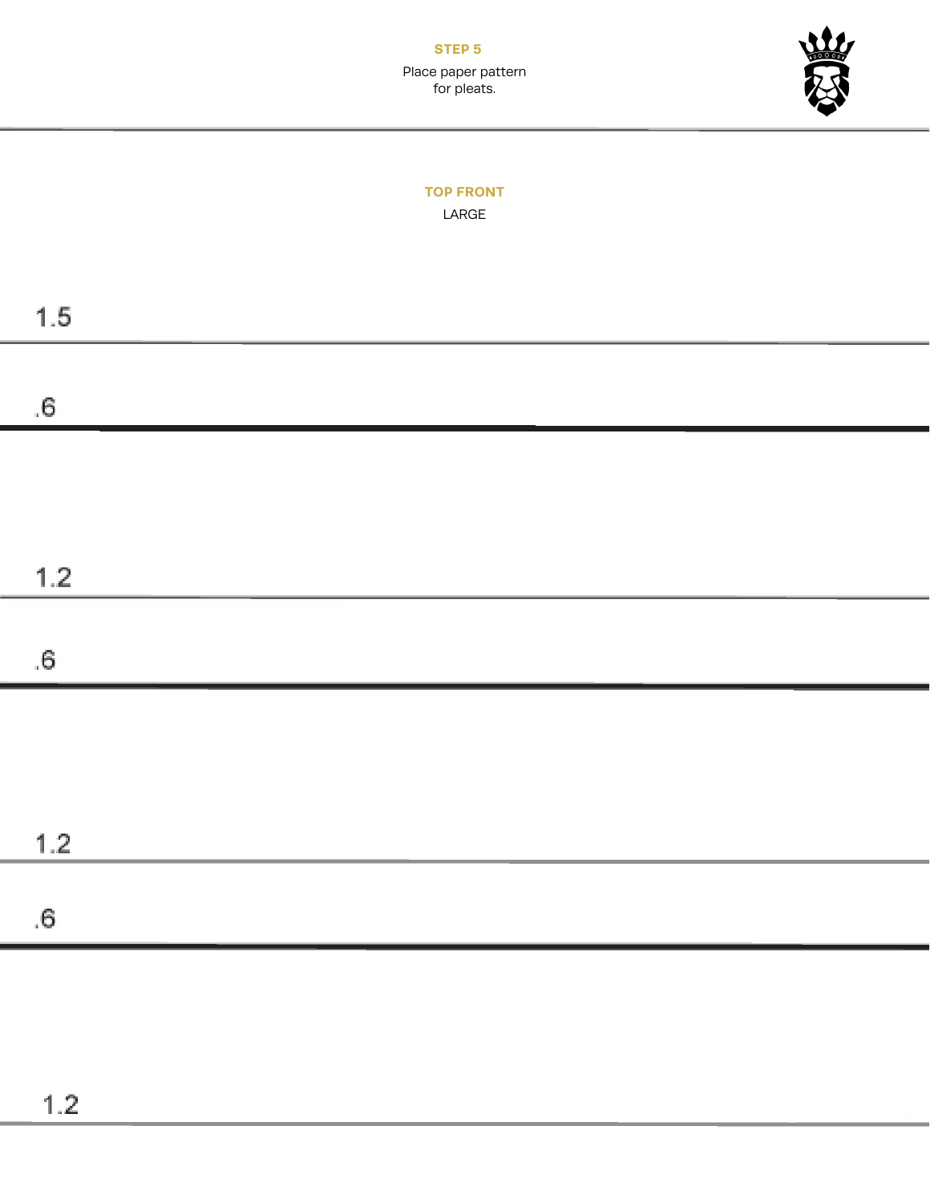**STEP 5**

Place paper pattern for pleats.

**TOP FRONT**

LARGE

1.5

.6

1.2

.6

1.2

.6

1.2